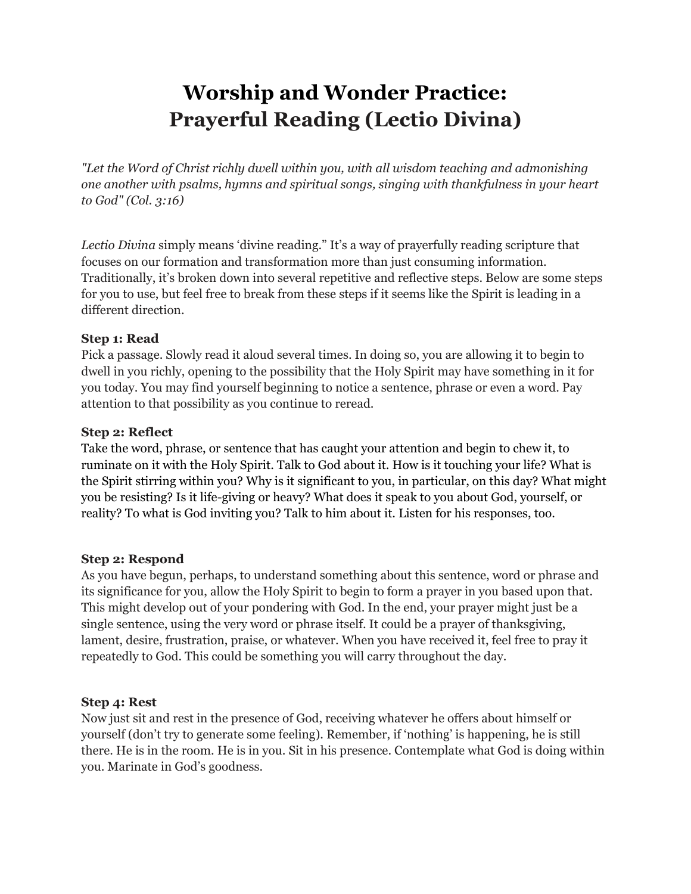# Worship and Wonder Practice: Prayerful Reading (Lectio Divina)

*"Let the Word of Christ richly dwell within you, with all wisdom teaching and admonishing one another with psalms, hymns and spiritual songs, singing with thankfulness in your heart to God" (Col. 3:16)*

*Lectio Divina* simply means 'divine reading." It's a way of prayerfully reading scripture that focuses on our formation and transformation more than just consuming information. Traditionally, it's broken down into several repetitive and reflective steps. Below are some steps for you to use, but feel free to break from these steps if it seems like the Spirit is leading in a different direction.

**Step 1: Read**
Pick a passage. Slowly read it aloud several times. In doing so, you are allowing it to begin to dwell in you richly, opening to the possibility that the Holy Spirit may have something in it for you today. You may find yourself beginning to notice a sentence, phrase or even a word. Pay attention to that possibility as you continue to reread.

**Step 2: Reflect**
Take the word, phrase, or sentence that has caught your attention and begin to chew it, to ruminate on it with the Holy Spirit. Talk to God about it. How is it touching your life? What is the Spirit stirring within you? Why is it significant to you, in particular, on this day? What might you be resisting? Is it life-giving or heavy? What does it speak to you about God, yourself, or reality? To what is God inviting you? Talk to him about it. Listen for his responses, too.

**Step 2: Respond**
As you have begun, perhaps, to understand something about this sentence, word or phrase and its significance for you, allow the Holy Spirit to begin to form a prayer in you based upon that. This might develop out of your pondering with God. In the end, your prayer might just be a single sentence, using the very word or phrase itself. It could be a prayer of thanksgiving, lament, desire, frustration, praise, or whatever. When you have received it, feel free to pray it repeatedly to God. This could be something you will carry throughout the day.

**Step 4: Rest**
Now just sit and rest in the presence of God, receiving whatever he offers about himself or yourself (don't try to generate some feeling). Remember, if 'nothing' is happening, he is still there. He is in the room. He is in you. Sit in his presence. Contemplate what God is doing within you. Marinate in God's goodness.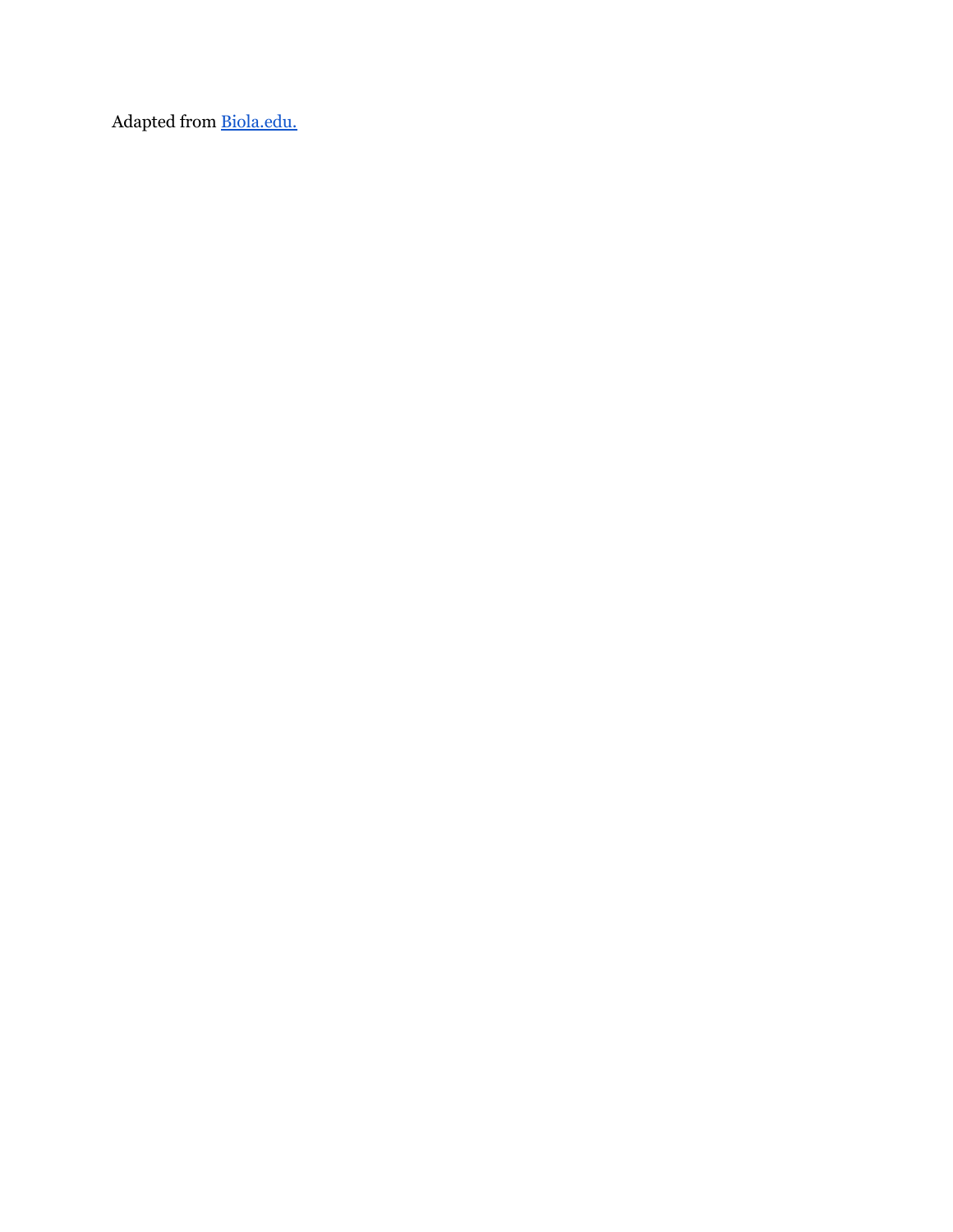Adapted from [Biola.edu.](Biola.edu.)